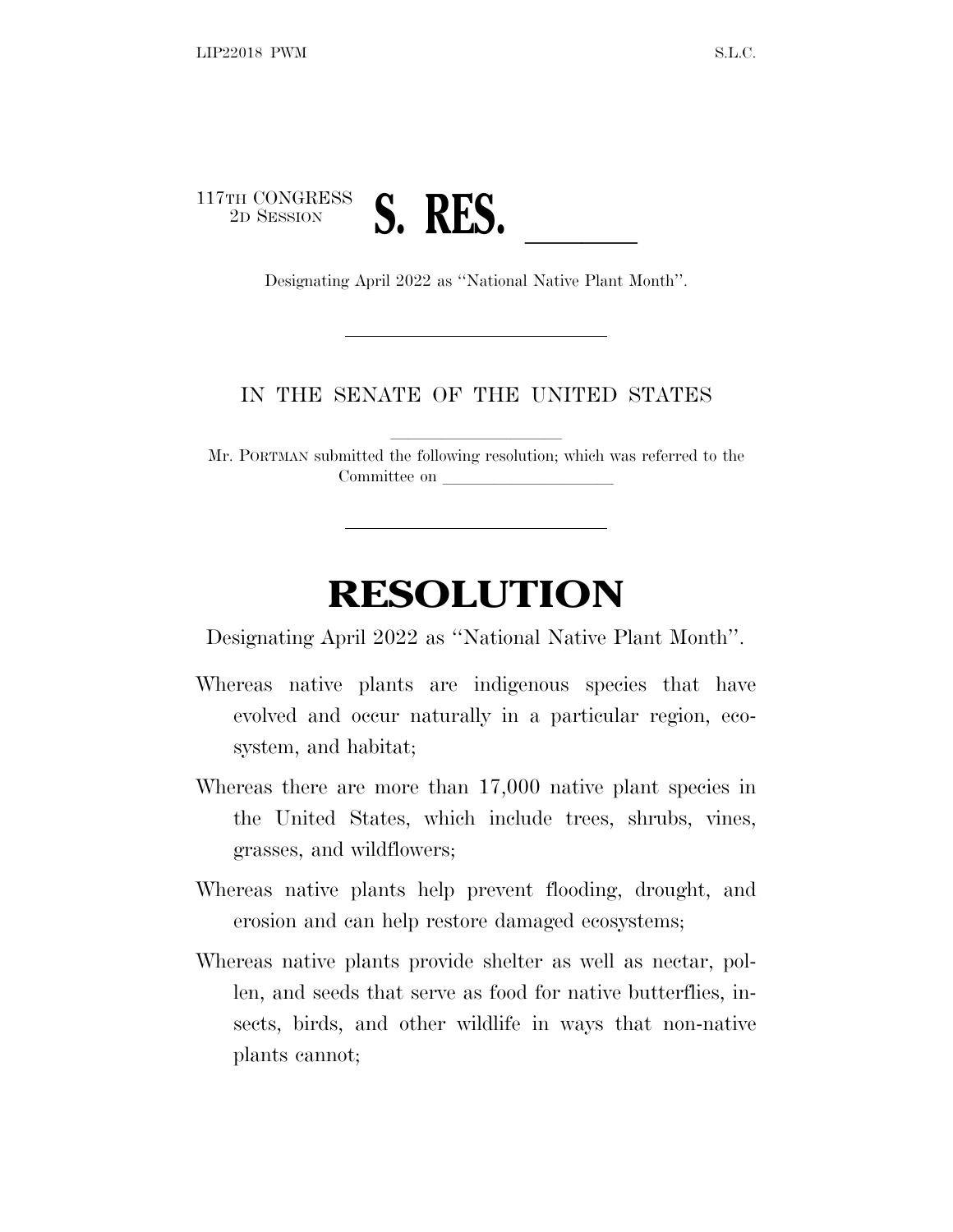117TH CONGRESS
2D SESSION

# S. RES. \_\_\_\_\_\_

Designating April 2022 as ''National Native Plant Month''.

---

IN THE SENATE OF THE UNITED STATES

Mr. PORTMAN submitted the following resolution; which was referred to the Committee on \_\_\_\_\_\_\_\_\_\_\_\_\_\_\_\_\_\_\_\_

---

# RESOLUTION

Designating April 2022 as ''National Native Plant Month''.

Whereas native plants are indigenous species that have evolved and occur naturally in a particular region, ecosystem, and habitat;

Whereas there are more than 17,000 native plant species in the United States, which include trees, shrubs, vines, grasses, and wildflowers;

Whereas native plants help prevent flooding, drought, and erosion and can help restore damaged ecosystems;

Whereas native plants provide shelter as well as nectar, pollen, and seeds that serve as food for native butterflies, insects, birds, and other wildlife in ways that non-native plants cannot;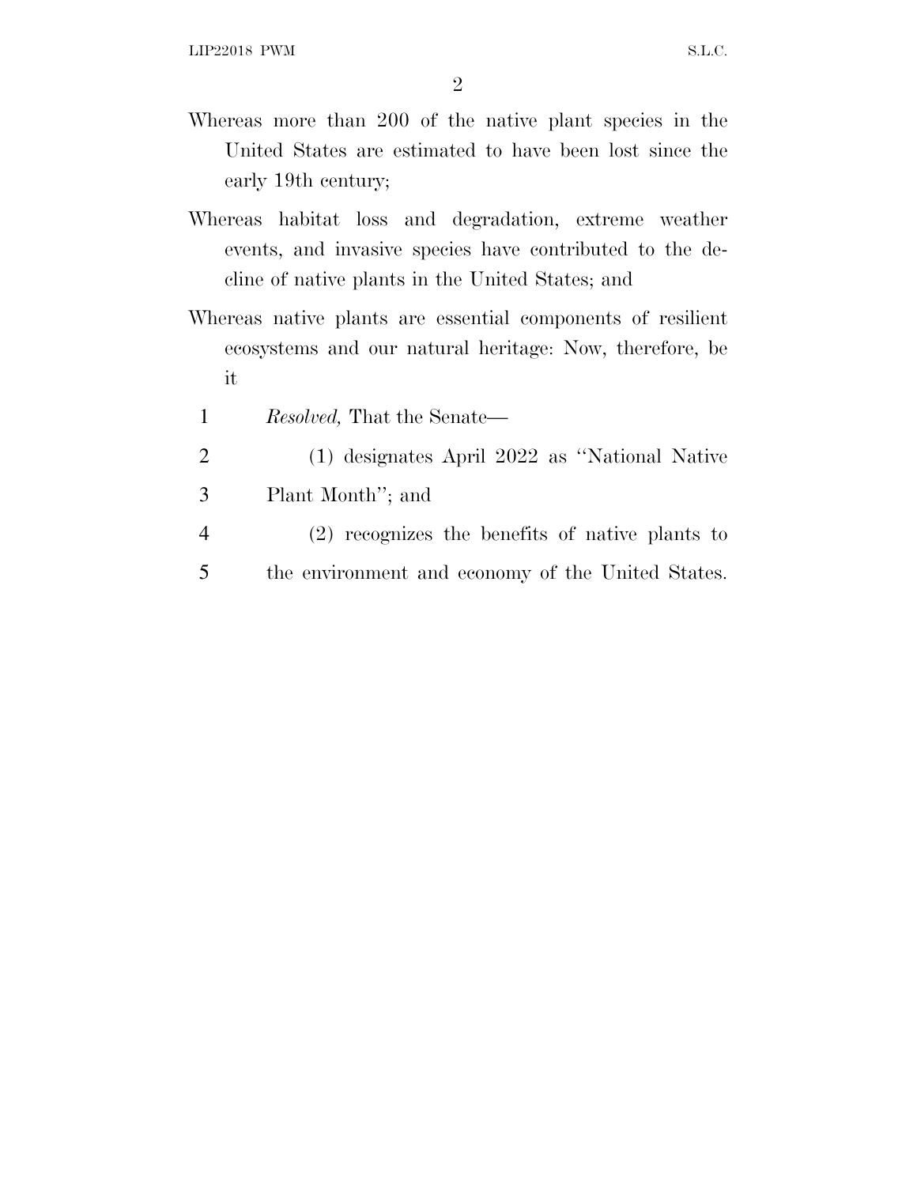Whereas more than 200 of the native plant species in the United States are estimated to have been lost since the early 19th century;

Whereas habitat loss and degradation, extreme weather events, and invasive species have contributed to the decline of native plants in the United States; and

Whereas native plants are essential components of resilient ecosystems and our natural heritage: Now, therefore, be it

*Resolved,* That the Senate—

(1) designates April 2022 as ''National Native Plant Month''; and

(2) recognizes the benefits of native plants to the environment and economy of the United States.